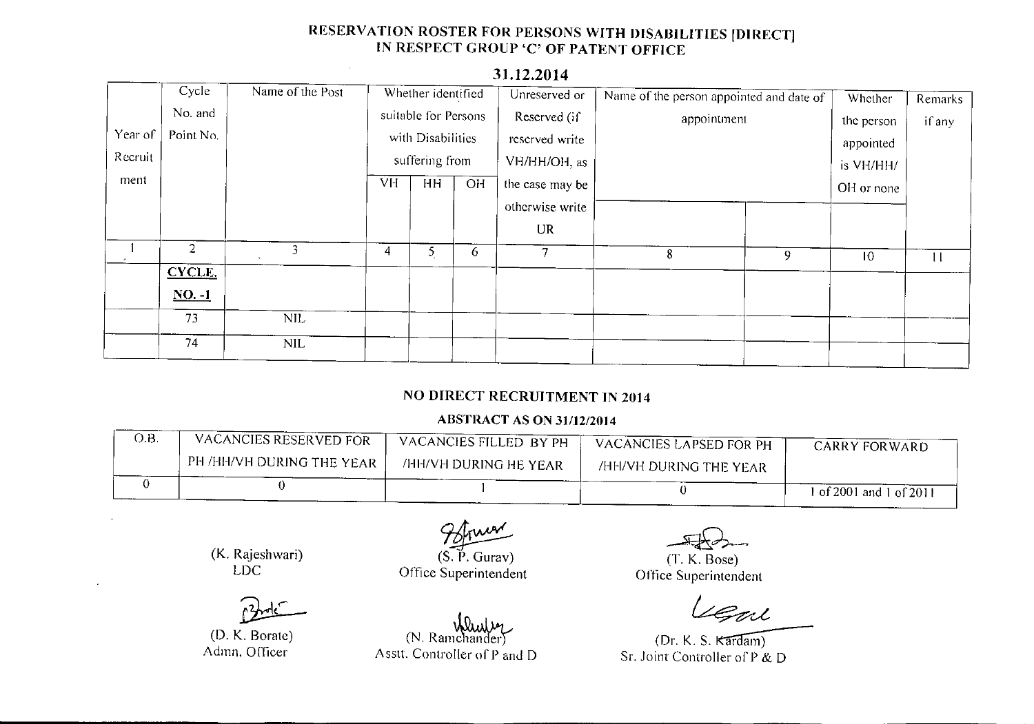## RESERVATION ROSTER FOR PERSONS WITH DISABILITIES [DIRECT] IN RESPECT GROUP 'C' OF PATENT OFFICE

### 31.12.2014

| Year of Recruitment | Cycle No. and Point No. | Name of the Post | Whether identified suitable for Persons with Disabilities suffering from | | | Unreserved or Reserved (if reserved write VH/HH/OH, as the case may be otherwise write UR | Name of the person appointed and date of appointment | | Whether the person appointed is VH/HH/OH or none | Remarks if any |
|---|---|---|---|---|---|---|---|---|---|---|
| | | | VH | HH | OH | | | | | |
| 1 | 2 | 3 | 4 | 5 | 6 | 7 | 8 | 9 | 10 | 11 |
| | **CYCLE. NO. -1** | | | | | | | | | |
| | 73 | NIL | | | | | | | | |
| | 74 | NIL | | | | | | | | |

### NO DIRECT RECRUITMENT IN 2014

#### ABSTRACT AS ON 31/12/2014

| O.B. | VACANCIES RESERVED FOR PH /HH/VH DURING THE YEAR | VACANCIES FILLED BY PH /HH/VH DURING HE YEAR | VACANCIES LAPSED FOR PH /HH/VH DURING THE YEAR | CARRY FORWARD |
|---|---|---|---|---|
| 0 | 0 | 1 | 0 | 1 of 2001 and 1 of 2011 |

(K. Rajeshwari)
LDC

(S. P. Gurav)
Office Superintendent

(T. K. Bose)
Office Superintendent

(D. K. Borate)
Admn. Officer

(N. Ramchander)
Asstt. Controller of P and D

(Dr. K. S. Kardam)
Sr. Joint Controller of P & D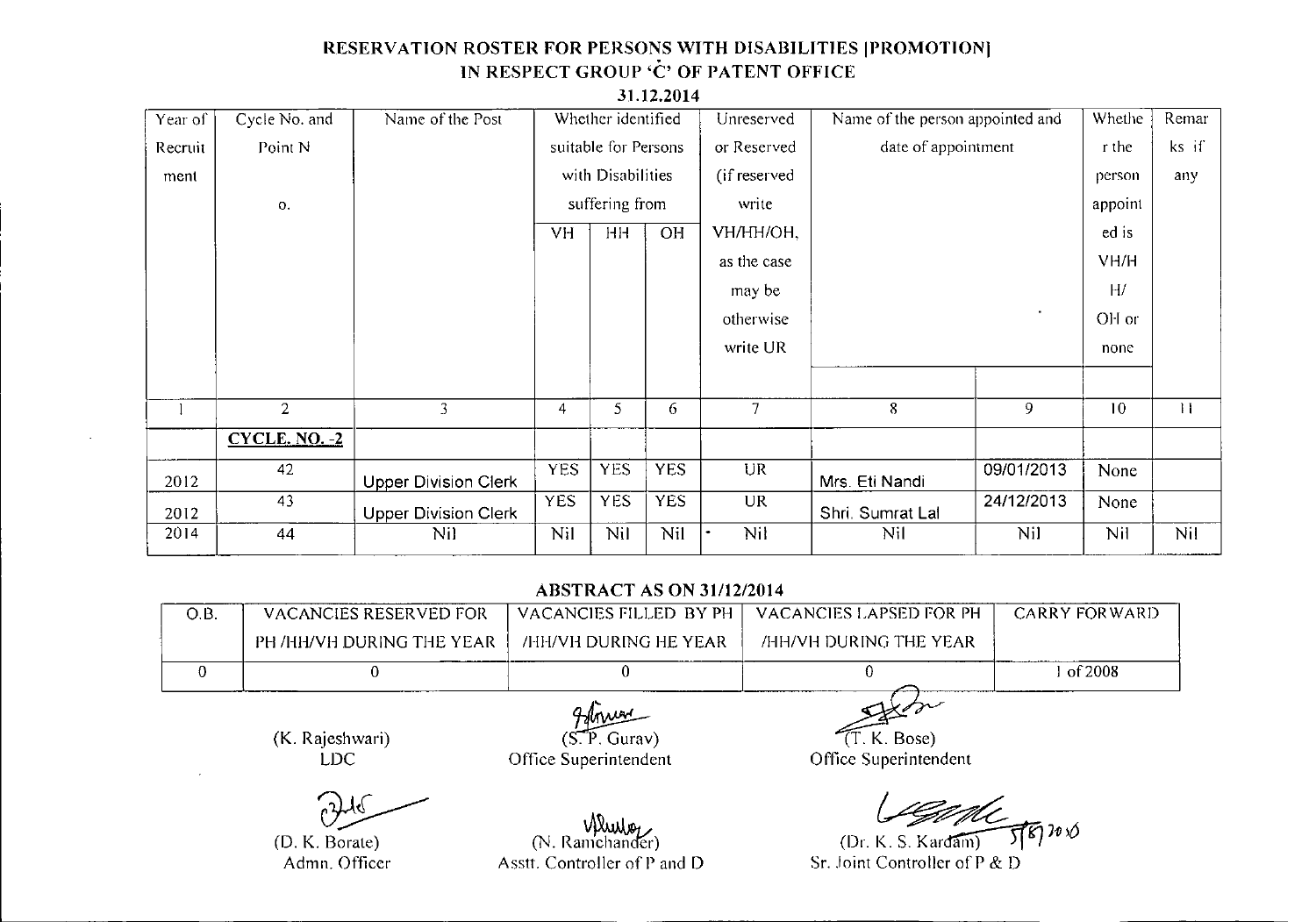# RESERVATION ROSTER FOR PERSONS WITH DISABILITIES [PROMOTION] IN RESPECT GROUP 'C' OF PATENT OFFICE

**31.12.2014**

| Year of Recruitment | Cycle No. and Point No. | Name of the Post | Whether identified suitable for Persons with Disabilities suffering from | | | Unreserved or Reserved (if reserved write VH/HH/OH, as the case may be otherwise write UR | Name of the person appointed and date of appointment | | Whether the person appointed is VH/HH/ OH or none | Remarks if any |
|---|---|---|---|---|---|---|---|---|---|---|
| | | | VH | HH | OH | | | | | |
| 1 | 2 | 3 | 4 | 5 | 6 | 7 | 8 | 9 | 10 | 11 |
| | **CYCLE. NO. -2** | | | | | | | | | |
| 2012 | 42 | Upper Division Clerk | YES | YES | YES | UR | Mrs. Eti Nandi | 09/01/2013 | None | |
| 2012 | 43 | Upper Division Clerk | YES | YES | YES | UR | Shri. Sumrat Lal | 24/12/2013 | None | |
| 2014 | 44 | Nil | Nil | Nil | Nil | Nil | Nil | Nil | Nil | Nil |

## ABSTRACT AS ON 31/12/2014

| O.B. | VACANCIES RESERVED FOR PH /HH/VH DURING THE YEAR | VACANCIES FILLED BY PH /HH/VH DURING HE YEAR | VACANCIES LAPSED FOR PH /HH/VH DURING THE YEAR | CARRY FORWARD |
|---|---|---|---|---|
| 0 | 0 | 0 | 0 | 1 of 2008 |

(K. Rajeshwari)
LDC

(S. P. Gurav)
Office Superintendent

(T. K. Bose)
Office Superintendent

(D. K. Borate)
Admn. Officer

(N. Ramchander)
Asstt. Controller of P and D

(Dr. K. S. Kardam) 5/6/2015
Sr. Joint Controller of P & D